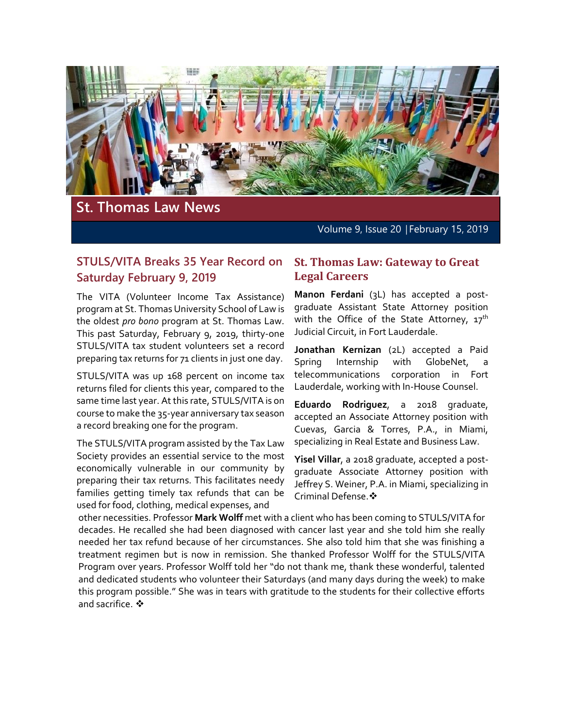# St. Thomas Law News

Volume 9, Issue 20 | February 15, 2019

## STULS/VITA Breaks 35 Year Record on Saturday February 9, 2019

The VITA (Volunteer Income Tax Assistance) program at St. Thomas University School of Law is the oldest *pro bono* program at St. Thomas Law. This past Saturday, February 9, 2019, thirty-one STULS/VITA tax student volunteers set a record preparing tax returns for 71 clients in just one day.

STULS/VITA was up 168 percent on income tax returns filed for clients this year, compared to the same time last year. At this rate, STULS/VITA is on course to make the 35-year anniversary tax season a record breaking one for the program.

The STULS/VITA program assisted by the Tax Law Society provides an essential service to the most economically vulnerable in our community by preparing their tax returns. This facilitates needy families getting timely tax refunds that can be used for food, clothing, medical expenses, and other necessities. Professor **Mark Wolff** met with a client who has been coming to STULS/VITA for decades. He recalled she had been diagnosed with cancer last year and she told him she really needed her tax refund because of her circumstances. She also told him that she was finishing a treatment regimen but is now in remission. She thanked Professor Wolff for the STULS/VITA Program over years. Professor Wolff told her "do not thank me, thank these wonderful, talented and dedicated students who volunteer their Saturdays (and many days during the week) to make this program possible." She was in tears with gratitude to the students for their collective efforts and sacrifice. ❖

## St. Thomas Law: Gateway to Great Legal Careers

**Manon Ferdani** (3L) has accepted a post-graduate Assistant State Attorney position with the Office of the State Attorney, 17th Judicial Circuit, in Fort Lauderdale.

**Jonathan Kernizan** (2L) accepted a Paid Spring Internship with GlobeNet, a telecommunications corporation in Fort Lauderdale, working with In-House Counsel.

**Eduardo Rodriguez**, a 2018 graduate, accepted an Associate Attorney position with Cuevas, Garcia & Torres, P.A., in Miami, specializing in Real Estate and Business Law.

**Yisel Villar**, a 2018 graduate, accepted a post-graduate Associate Attorney position with Jeffrey S. Weiner, P.A. in Miami, specializing in Criminal Defense. ❖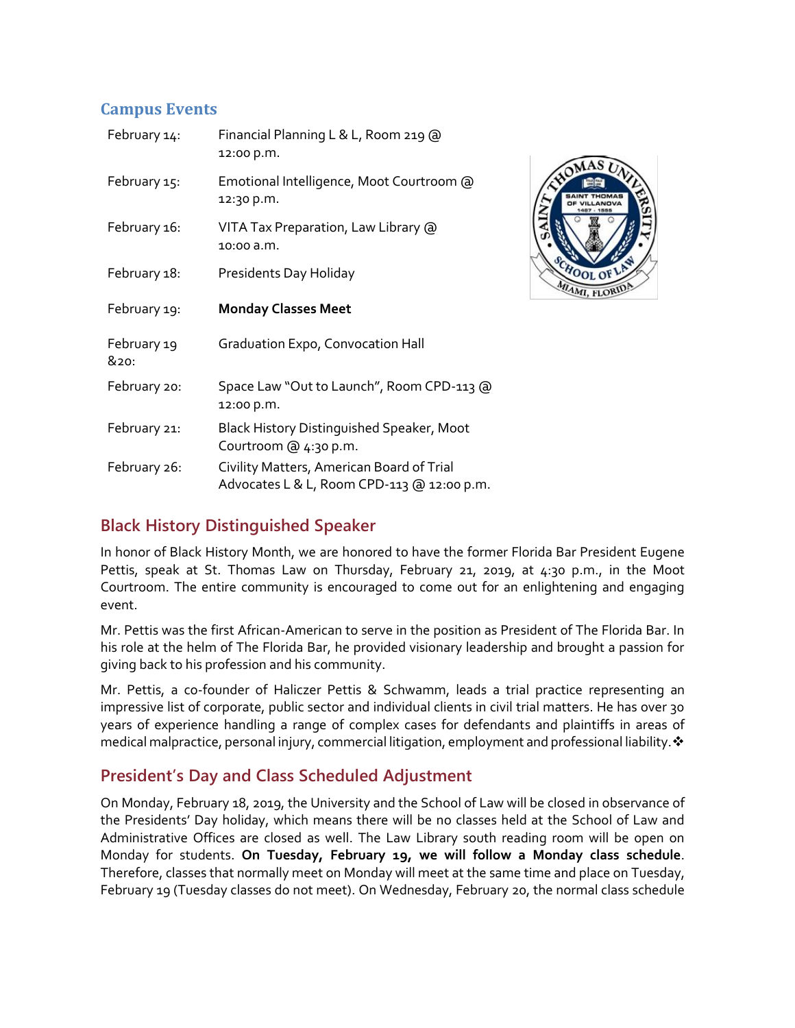## Campus Events

| | |
|---|---|
| February 14: | Financial Planning L & L, Room 219 @ 12:00 p.m. |
| February 15: | Emotional Intelligence, Moot Courtroom @ 12:30 p.m. |
| February 16: | VITA Tax Preparation, Law Library @ 10:00 a.m. |
| February 18: | Presidents Day Holiday |
| February 19: | **Monday Classes Meet** |
| February 19 &20: | Graduation Expo, Convocation Hall |
| February 20: | Space Law "Out to Launch", Room CPD-113 @ 12:00 p.m. |
| February 21: | Black History Distinguished Speaker, Moot Courtroom @ 4:30 p.m. |
| February 26: | Civility Matters, American Board of Trial Advocates L & L, Room CPD-113 @ 12:00 p.m. |

## Black History Distinguished Speaker

In honor of Black History Month, we are honored to have the former Florida Bar President Eugene Pettis, speak at St. Thomas Law on Thursday, February 21, 2019, at 4:30 p.m., in the Moot Courtroom. The entire community is encouraged to come out for an enlightening and engaging event.

Mr. Pettis was the first African-American to serve in the position as President of The Florida Bar. In his role at the helm of The Florida Bar, he provided visionary leadership and brought a passion for giving back to his profession and his community.

Mr. Pettis, a co-founder of Haliczer Pettis & Schwamm, leads a trial practice representing an impressive list of corporate, public sector and individual clients in civil trial matters. He has over 30 years of experience handling a range of complex cases for defendants and plaintiffs in areas of medical malpractice, personal injury, commercial litigation, employment and professional liability.❖

## President's Day and Class Scheduled Adjustment

On Monday, February 18, 2019, the University and the School of Law will be closed in observance of the Presidents' Day holiday, which means there will be no classes held at the School of Law and Administrative Offices are closed as well. The Law Library south reading room will be open on Monday for students. **On Tuesday, February 19, we will follow a Monday class schedule**. Therefore, classes that normally meet on Monday will meet at the same time and place on Tuesday, February 19 (Tuesday classes do not meet). On Wednesday, February 20, the normal class schedule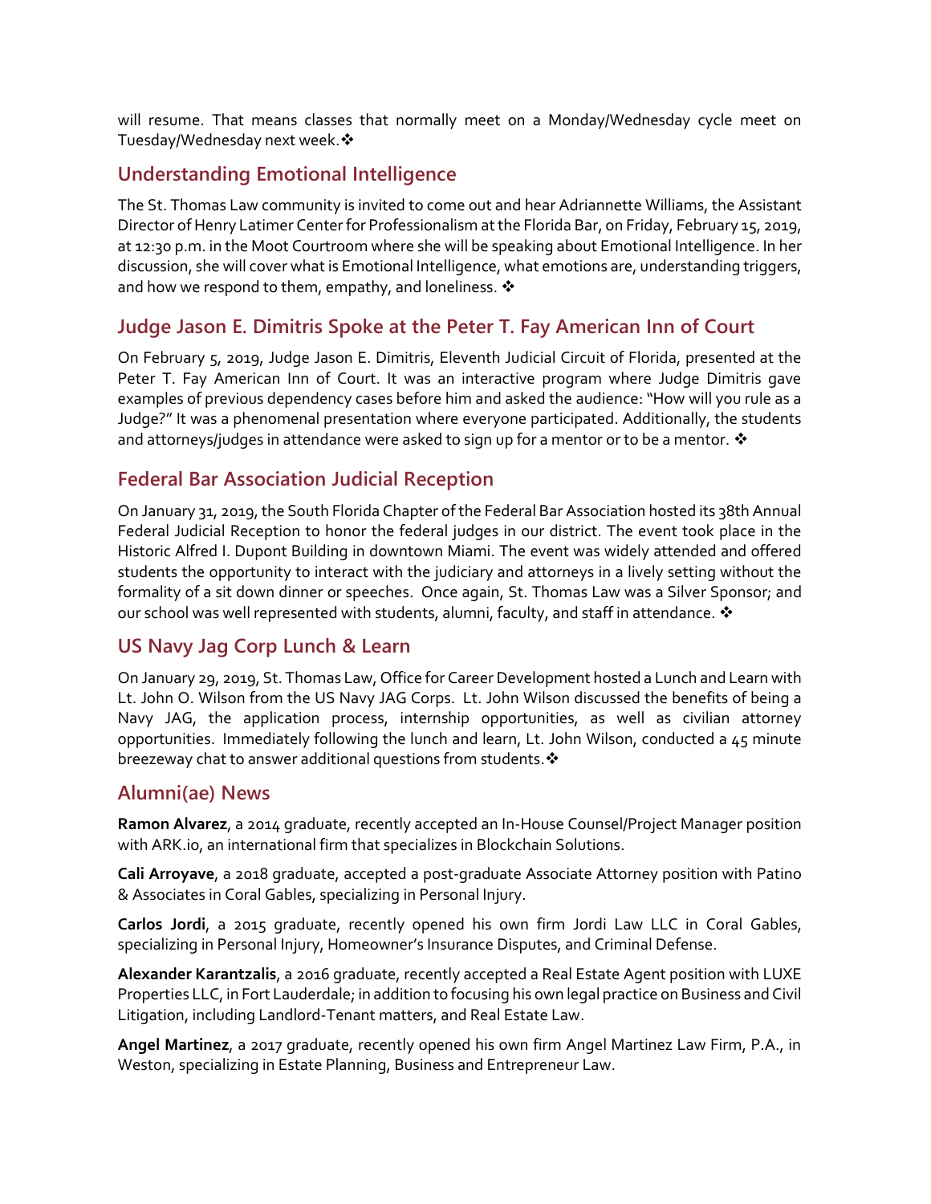will resume. That means classes that normally meet on a Monday/Wednesday cycle meet on Tuesday/Wednesday next week.❖

## Understanding Emotional Intelligence

The St. Thomas Law community is invited to come out and hear Adriannette Williams, the Assistant Director of Henry Latimer Center for Professionalism at the Florida Bar, on Friday, February 15, 2019, at 12:30 p.m. in the Moot Courtroom where she will be speaking about Emotional Intelligence. In her discussion, she will cover what is Emotional Intelligence, what emotions are, understanding triggers, and how we respond to them, empathy, and loneliness. ❖

## Judge Jason E. Dimitris Spoke at the Peter T. Fay American Inn of Court

On February 5, 2019, Judge Jason E. Dimitris, Eleventh Judicial Circuit of Florida, presented at the Peter T. Fay American Inn of Court. It was an interactive program where Judge Dimitris gave examples of previous dependency cases before him and asked the audience: "How will you rule as a Judge?" It was a phenomenal presentation where everyone participated. Additionally, the students and attorneys/judges in attendance were asked to sign up for a mentor or to be a mentor. ❖

## Federal Bar Association Judicial Reception

On January 31, 2019, the South Florida Chapter of the Federal Bar Association hosted its 38th Annual Federal Judicial Reception to honor the federal judges in our district. The event took place in the Historic Alfred I. Dupont Building in downtown Miami. The event was widely attended and offered students the opportunity to interact with the judiciary and attorneys in a lively setting without the formality of a sit down dinner or speeches. Once again, St. Thomas Law was a Silver Sponsor; and our school was well represented with students, alumni, faculty, and staff in attendance. ❖

## US Navy Jag Corp Lunch & Learn

On January 29, 2019, St. Thomas Law, Office for Career Development hosted a Lunch and Learn with Lt. John O. Wilson from the US Navy JAG Corps. Lt. John Wilson discussed the benefits of being a Navy JAG, the application process, internship opportunities, as well as civilian attorney opportunities. Immediately following the lunch and learn, Lt. John Wilson, conducted a 45 minute breezeway chat to answer additional questions from students.❖

## Alumni(ae) News

**Ramon Alvarez**, a 2014 graduate, recently accepted an In-House Counsel/Project Manager position with ARK.io, an international firm that specializes in Blockchain Solutions.

**Cali Arroyave**, a 2018 graduate, accepted a post-graduate Associate Attorney position with Patino & Associates in Coral Gables, specializing in Personal Injury.

**Carlos Jordi**, a 2015 graduate, recently opened his own firm Jordi Law LLC in Coral Gables, specializing in Personal Injury, Homeowner's Insurance Disputes, and Criminal Defense.

**Alexander Karantzalis**, a 2016 graduate, recently accepted a Real Estate Agent position with LUXE Properties LLC, in Fort Lauderdale; in addition to focusing his own legal practice on Business and Civil Litigation, including Landlord-Tenant matters, and Real Estate Law.

**Angel Martinez**, a 2017 graduate, recently opened his own firm Angel Martinez Law Firm, P.A., in Weston, specializing in Estate Planning, Business and Entrepreneur Law.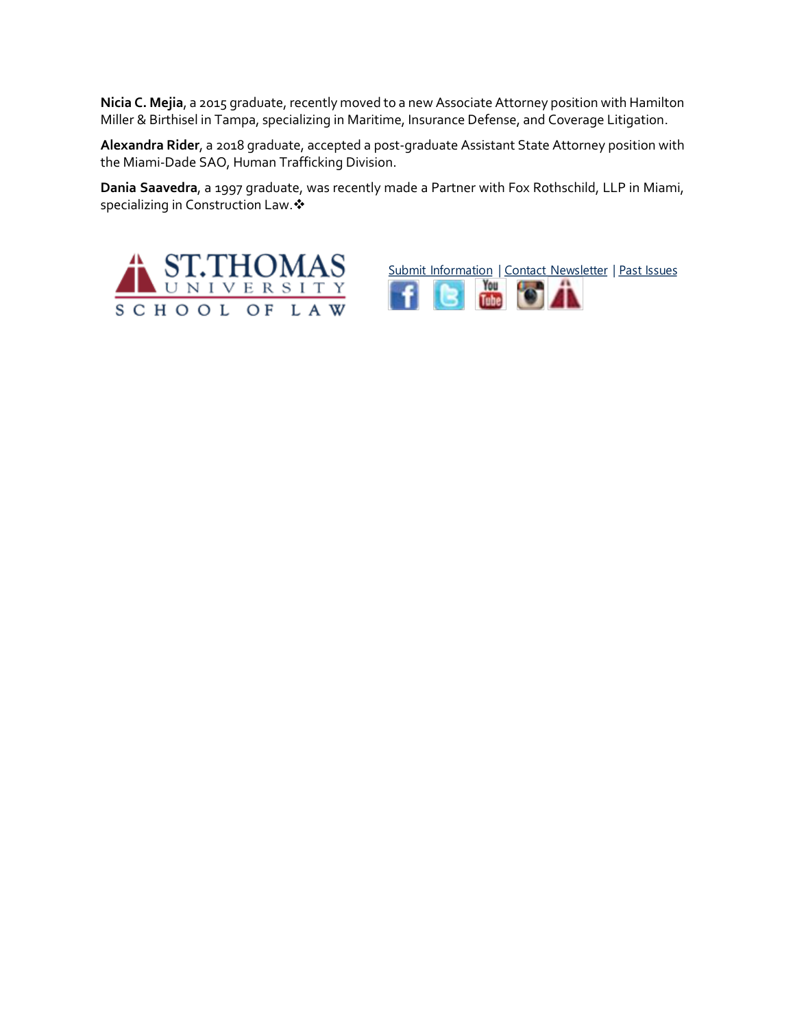**Nicia C. Mejia**, a 2015 graduate, recently moved to a new Associate Attorney position with Hamilton Miller & Birthisel in Tampa, specializing in Maritime, Insurance Defense, and Coverage Litigation.

**Alexandra Rider**, a 2018 graduate, accepted a post-graduate Assistant State Attorney position with the Miami-Dade SAO, Human Trafficking Division.

**Dania Saavedra**, a 1997 graduate, was recently made a Partner with Fox Rothschild, LLP in Miami, specializing in Construction Law.❖

ST.THOMAS UNIVERSITY SCHOOL OF LAW

Submit Information | Contact Newsletter | Past Issues